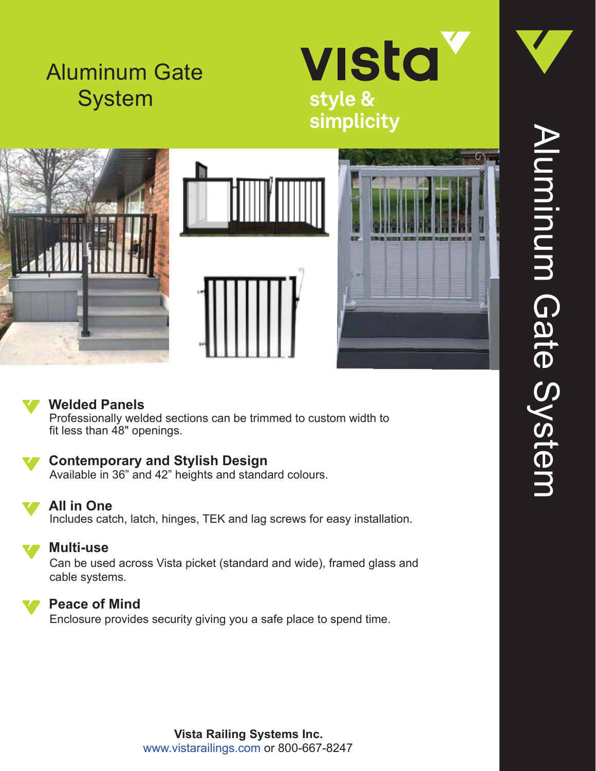# Aluminum Gate System

**vista**

**style & simplicity**

Aluminum Gate System

### Welded Panels
Professionally welded sections can be trimmed to custom width to fit less than 48" openings.

### Contemporary and Stylish Design
Available in 36” and 42” heights and standard colours.

### All in One
Includes catch, latch, hinges, TEK and lag screws for easy installation.

### Multi-use
Can be used across Vista picket (standard and wide), framed glass and cable systems.

### Peace of Mind
Enclosure provides security giving you a safe place to spend time.

**Vista Railing Systems Inc.**
www.vistarailings.com or 800-667-8247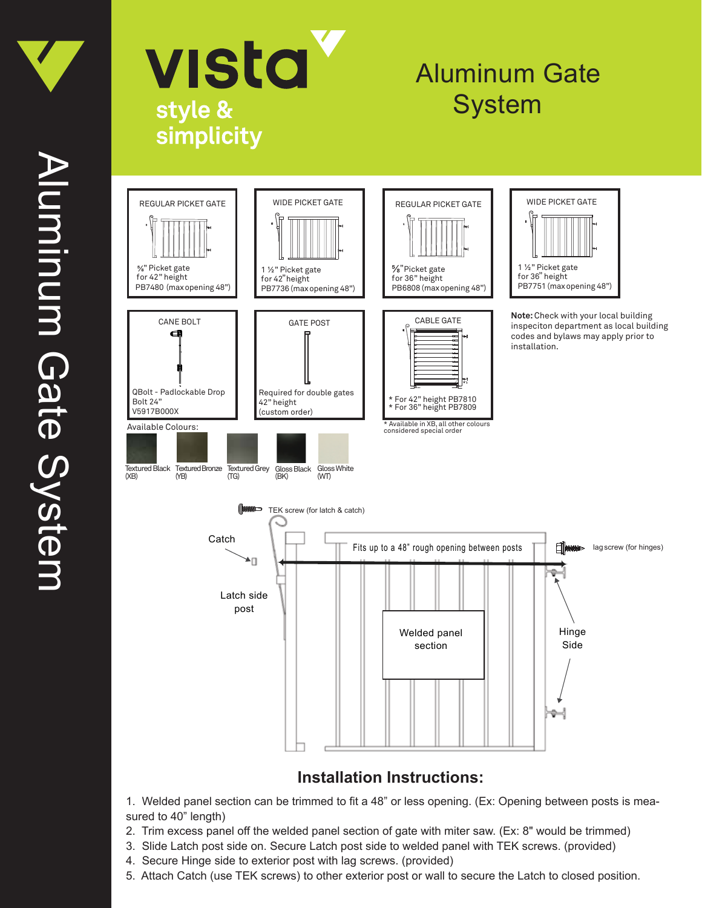# Aluminum Gate System

**vista** style & simplicity

# Aluminum Gate System

**REGULAR PICKET GATE**

⅝" Picket gate
for 42" height
PB7480 (max opening 48")

**WIDE PICKET GATE**

1 ½" Picket gate
for 42" height
PB7736 (max opening 48")

**REGULAR PICKET GATE**

⅝" Picket gate
for 36" height
PB6808 (max opening 48")

**WIDE PICKET GATE**

1 ½" Picket gate
for 36" height
PB7751 (max opening 48")

**CANE BOLT**

QBolt - Padlockable Drop Bolt 24"
V5917B000X

**GATE POST**

Required for double gates
42" height
(custom order)

**CABLE GATE**

* For 42" height PB7810
* For 36" height PB7809

* Available in XB, all other colours considered special order

**Note:** Check with your local building inspeciton department as local building codes and bylaws may apply prior to installation.

Available Colours:

- Textured Black (XB)
- Textured Bronze (YB)
- Textured Grey (TG)
- Gloss Black (BK)
- Gloss White (WT)

TEK screw (for latch & catch)

Catch

Latch side post

Fits up to a 48" rough opening between posts

lag screw (for hinges)

Welded panel section

Hinge Side

## Installation Instructions:

1. Welded panel section can be trimmed to fit a 48" or less opening. (Ex: Opening between posts is measured to 40" length)
2. Trim excess panel off the welded panel section of gate with miter saw. (Ex: 8" would be trimmed)
3. Slide Latch post side on. Secure Latch post side to welded panel with TEK screws. (provided)
4. Secure Hinge side to exterior post with lag screws. (provided)
5. Attach Catch (use TEK screws) to other exterior post or wall to secure the Latch to closed position.